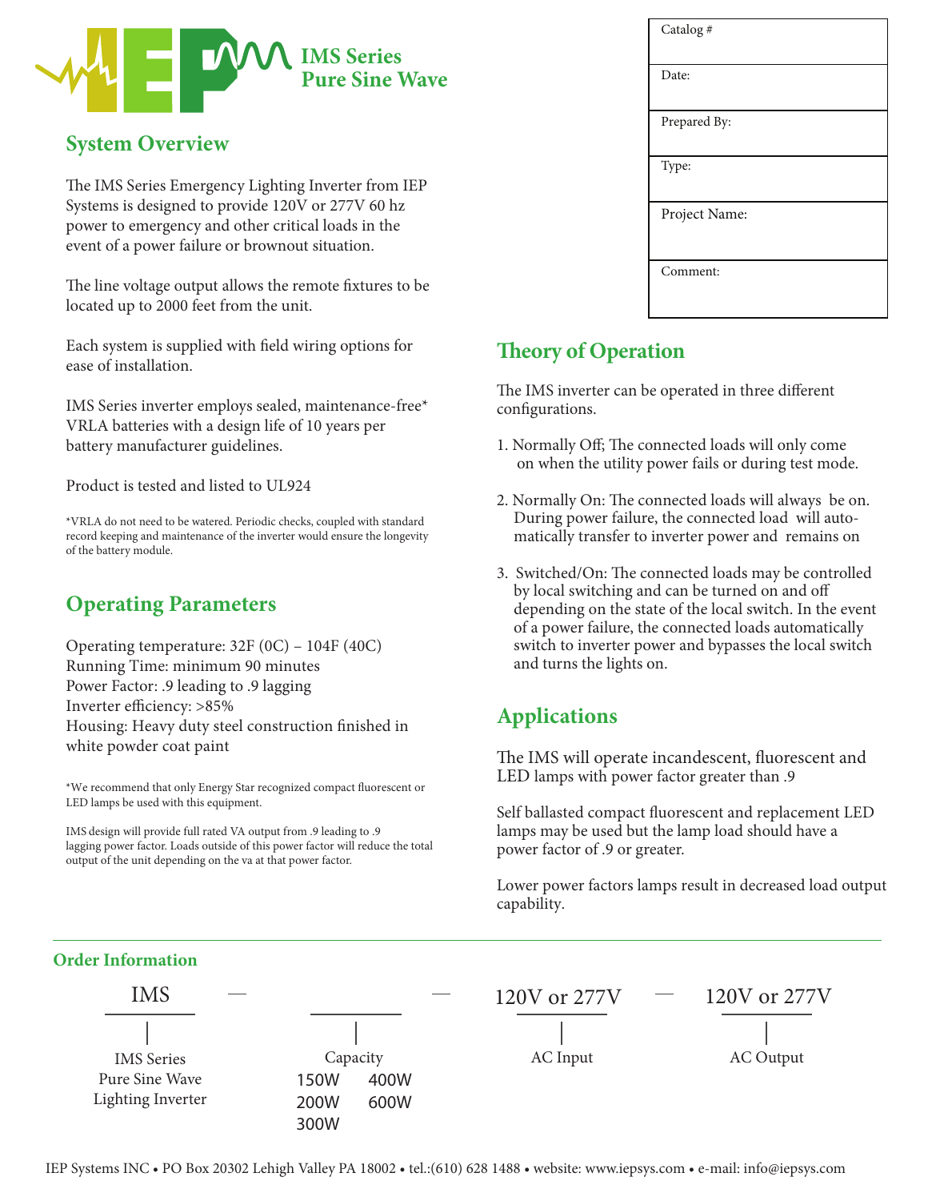# IMS Series Pure Sine Wave

| Catalog # | |
|---|---|
| Date: | |
| Prepared By: | |
| Type: | |
| Project Name: | |
| Comment: | |

## System Overview

The IMS Series Emergency Lighting Inverter from IEP Systems is designed to provide 120V or 277V 60 hz power to emergency and other critical loads in the event of a power failure or brownout situation.

The line voltage output allows the remote fixtures to be located up to 2000 feet from the unit.

Each system is supplied with field wiring options for ease of installation.

IMS Series inverter employs sealed, maintenance-free* VRLA batteries with a design life of 10 years per battery manufacturer guidelines.

Product is tested and listed to UL924

*VRLA do not need to be watered. Periodic checks, coupled with standard record keeping and maintenance of the inverter would ensure the longevity of the battery module.

## Operating Parameters

Operating temperature: 32F (0C) – 104F (40C)
Running Time: minimum 90 minutes
Power Factor: .9 leading to .9 lagging
Inverter efficiency: >85%
Housing: Heavy duty steel construction finished in white powder coat paint

*We recommend that only Energy Star recognized compact fluorescent or LED lamps be used with this equipment.

IMS design will provide full rated VA output from .9 leading to .9 lagging power factor. Loads outside of this power factor will reduce the total output of the unit depending on the va at that power factor.

## Theory of Operation

The IMS inverter can be operated in three different configurations.

1. Normally Off; The connected loads will only come on when the utility power fails or during test mode.
2. Normally On: The connected loads will always be on. During power failure, the connected load will automatically transfer to inverter power and remains on
3. Switched/On: The connected loads may be controlled by local switching and can be turned on and off depending on the state of the local switch. In the event of a power failure, the connected loads automatically switch to inverter power and bypasses the local switch and turns the lights on.

## Applications

The IMS will operate incandescent, fluorescent and LED lamps with power factor greater than .9

Self ballasted compact fluorescent and replacement LED lamps may be used but the lamp load should have a power factor of .9 or greater.

Lower power factors lamps result in decreased load output capability.

### Order Information

| IMS | — | ______ | — | 120V or 277V | — | 120V or 277V |
|---|---|---|---|---|---|---|
| IMS Series Pure Sine Wave Lighting Inverter | | Capacity: 150W, 200W, 300W, 400W, 600W | | AC Input | | AC Output |

IEP Systems INC • PO Box 20302 Lehigh Valley PA 18002 • tel.:(610) 628 1488 • website: www.iepsys.com • e-mail: info@iepsys.com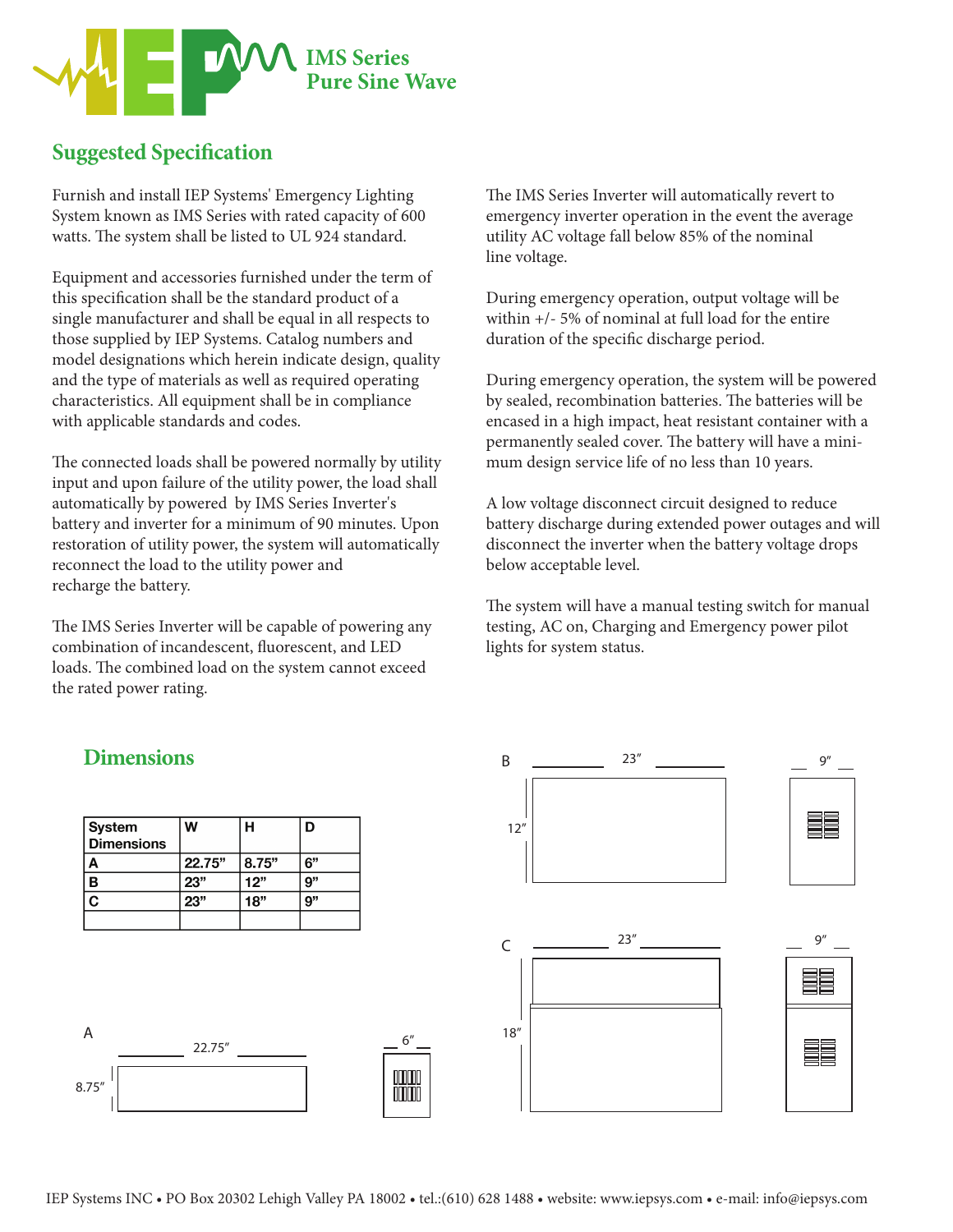**IMS Series**
**Pure Sine Wave**

## Suggested Specification

Furnish and install IEP Systems' Emergency Lighting System known as IMS Series with rated capacity of 600 watts. The system shall be listed to UL 924 standard.

Equipment and accessories furnished under the term of this specification shall be the standard product of a single manufacturer and shall be equal in all respects to those supplied by IEP Systems. Catalog numbers and model designations which herein indicate design, quality and the type of materials as well as required operating characteristics. All equipment shall be in compliance with applicable standards and codes.

The connected loads shall be powered normally by utility input and upon failure of the utility power, the load shall automatically by powered by IMS Series Inverter's battery and inverter for a minimum of 90 minutes. Upon restoration of utility power, the system will automatically reconnect the load to the utility power and recharge the battery.

The IMS Series Inverter will be capable of powering any combination of incandescent, fluorescent, and LED loads. The combined load on the system cannot exceed the rated power rating.

The IMS Series Inverter will automatically revert to emergency inverter operation in the event the average utility AC voltage fall below 85% of the nominal line voltage.

During emergency operation, output voltage will be within +/- 5% of nominal at full load for the entire duration of the specific discharge period.

During emergency operation, the system will be powered by sealed, recombination batteries. The batteries will be encased in a high impact, heat resistant container with a permanently sealed cover. The battery will have a minimum design service life of no less than 10 years.

A low voltage disconnect circuit designed to reduce battery discharge during extended power outages and will disconnect the inverter when the battery voltage drops below acceptable level.

The system will have a manual testing switch for manual testing, AC on, Charging and Emergency power pilot lights for system status.

## Dimensions

| System Dimensions | W | H | D |
|---|---|---|---|
| A | 22.75" | 8.75" | 6" |
| B | 23" | 12" | 9" |
| C | 23" | 18" | 9" |
| | | | |

A
22.75″
8.75″
6″

B
23″
12″
9″

C
23″
18″
9″

IEP Systems INC • PO Box 20302 Lehigh Valley PA 18002 • tel.:(610) 628 1488 • website: www.iepsys.com • e-mail: info@iepsys.com